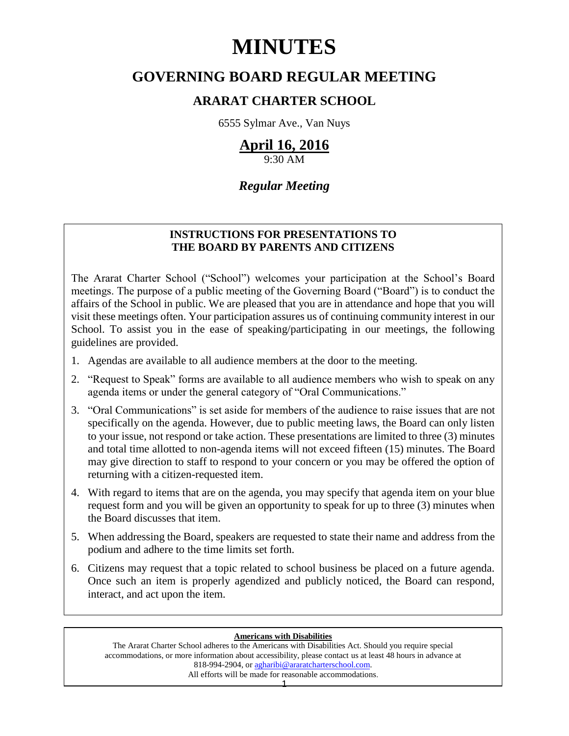# MINUTES

## GOVERNING BOARD REGULAR MEETING

### ARARAT CHARTER SCHOOL

6555 Sylmar Ave., Van Nuys

**April 16, 2016**

9:30 AM

***Regular Meeting***

**INSTRUCTIONS FOR PRESENTATIONS TO THE BOARD BY PARENTS AND CITIZENS**

The Ararat Charter School ("School") welcomes your participation at the School's Board meetings. The purpose of a public meeting of the Governing Board ("Board") is to conduct the affairs of the School in public. We are pleased that you are in attendance and hope that you will visit these meetings often. Your participation assures us of continuing community interest in our School. To assist you in the ease of speaking/participating in our meetings, the following guidelines are provided.

1. Agendas are available to all audience members at the door to the meeting.
2. "Request to Speak" forms are available to all audience members who wish to speak on any agenda items or under the general category of "Oral Communications."
3. "Oral Communications" is set aside for members of the audience to raise issues that are not specifically on the agenda. However, due to public meeting laws, the Board can only listen to your issue, not respond or take action. These presentations are limited to three (3) minutes and total time allotted to non-agenda items will not exceed fifteen (15) minutes. The Board may give direction to staff to respond to your concern or you may be offered the option of returning with a citizen-requested item.
4. With regard to items that are on the agenda, you may specify that agenda item on your blue request form and you will be given an opportunity to speak for up to three (3) minutes when the Board discusses that item.
5. When addressing the Board, speakers are requested to state their name and address from the podium and adhere to the time limits set forth.
6. Citizens may request that a topic related to school business be placed on a future agenda. Once such an item is properly agendized and publicly noticed, the Board can respond, interact, and act upon the item.

**Americans with Disabilities**

The Ararat Charter School adheres to the Americans with Disabilities Act. Should you require special accommodations, or more information about accessibility, please contact us at least 48 hours in advance at 818-994-2904, or agharibi@araratcharterschool.com.
All efforts will be made for reasonable accommodations.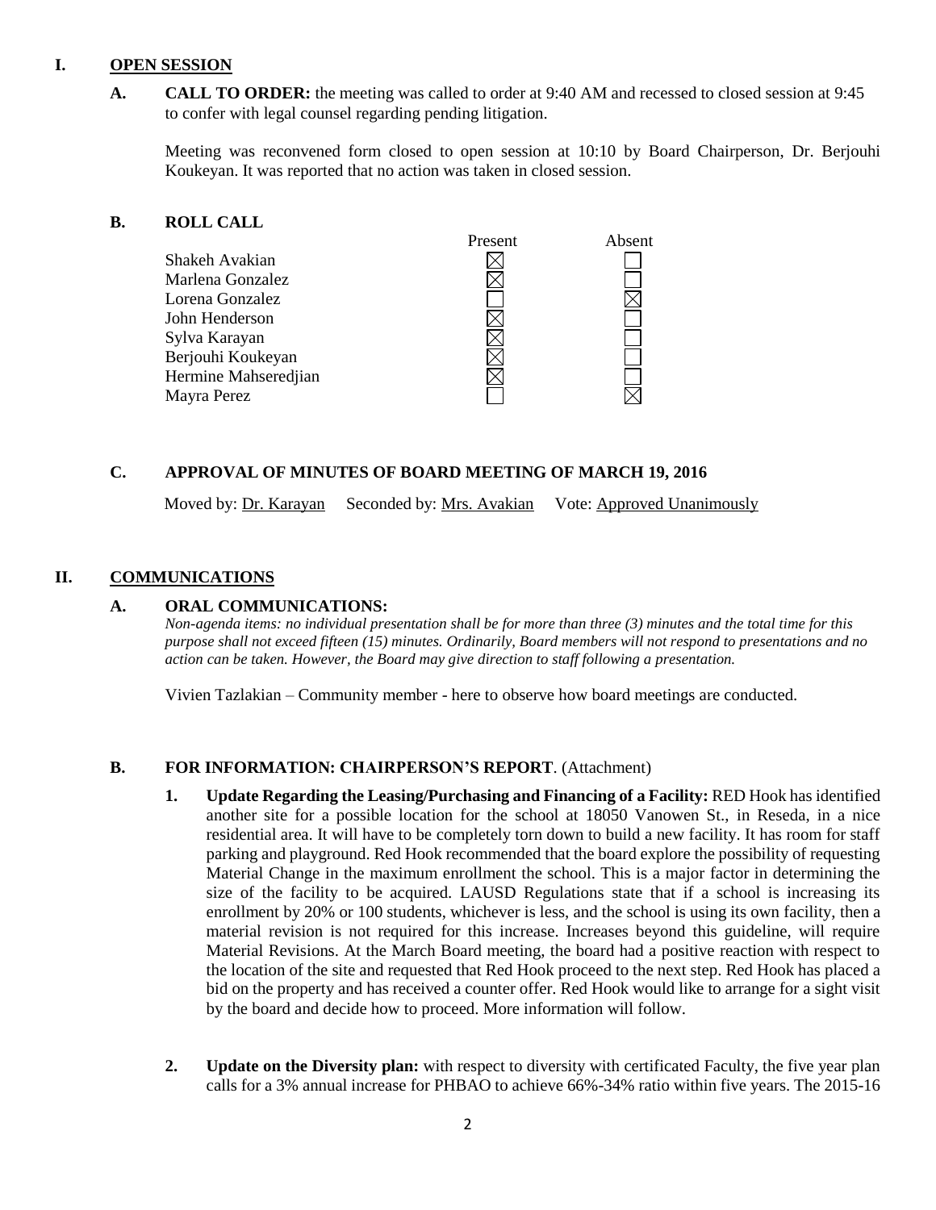## I. OPEN SESSION

**A. CALL TO ORDER:** the meeting was called to order at 9:40 AM and recessed to closed session at 9:45 to confer with legal counsel regarding pending litigation.

Meeting was reconvened form closed to open session at 10:10 by Board Chairperson, Dr. Berjouhi Koukeyan. It was reported that no action was taken in closed session.

**B. ROLL CALL**

| | Present | Absent |
|---|---|---|
| Shakeh Avakian | ☒ | ☐ |
| Marlena Gonzalez | ☒ | ☐ |
| Lorena Gonzalez | ☐ | ☒ |
| John Henderson | ☒ | ☐ |
| Sylva Karayan | ☒ | ☐ |
| Berjouhi Koukeyan | ☒ | ☐ |
| Hermine Mahseredjian | ☒ | ☐ |
| Mayra Perez | ☐ | ☒ |

**C. APPROVAL OF MINUTES OF BOARD MEETING OF MARCH 19, 2016**

Moved by: Dr. Karayan Seconded by: Mrs. Avakian Vote: Approved Unanimously

## II. COMMUNICATIONS

**A. ORAL COMMUNICATIONS:**

*Non-agenda items: no individual presentation shall be for more than three (3) minutes and the total time for this purpose shall not exceed fifteen (15) minutes. Ordinarily, Board members will not respond to presentations and no action can be taken. However, the Board may give direction to staff following a presentation.*

Vivien Tazlakian – Community member - here to observe how board meetings are conducted.

**B. FOR INFORMATION: CHAIRPERSON'S REPORT**. (Attachment)

1. **Update Regarding the Leasing/Purchasing and Financing of a Facility:** RED Hook has identified another site for a possible location for the school at 18050 Vanowen St., in Reseda, in a nice residential area. It will have to be completely torn down to build a new facility. It has room for staff parking and playground. Red Hook recommended that the board explore the possibility of requesting Material Change in the maximum enrollment the school. This is a major factor in determining the size of the facility to be acquired. LAUSD Regulations state that if a school is increasing its enrollment by 20% or 100 students, whichever is less, and the school is using its own facility, then a material revision is not required for this increase. Increases beyond this guideline, will require Material Revisions. At the March Board meeting, the board had a positive reaction with respect to the location of the site and requested that Red Hook proceed to the next step. Red Hook has placed a bid on the property and has received a counter offer. Red Hook would like to arrange for a sight visit by the board and decide how to proceed. More information will follow.

2. **Update on the Diversity plan:** with respect to diversity with certificated Faculty, the five year plan calls for a 3% annual increase for PHBAO to achieve 66%-34% ratio within five years. The 2015-16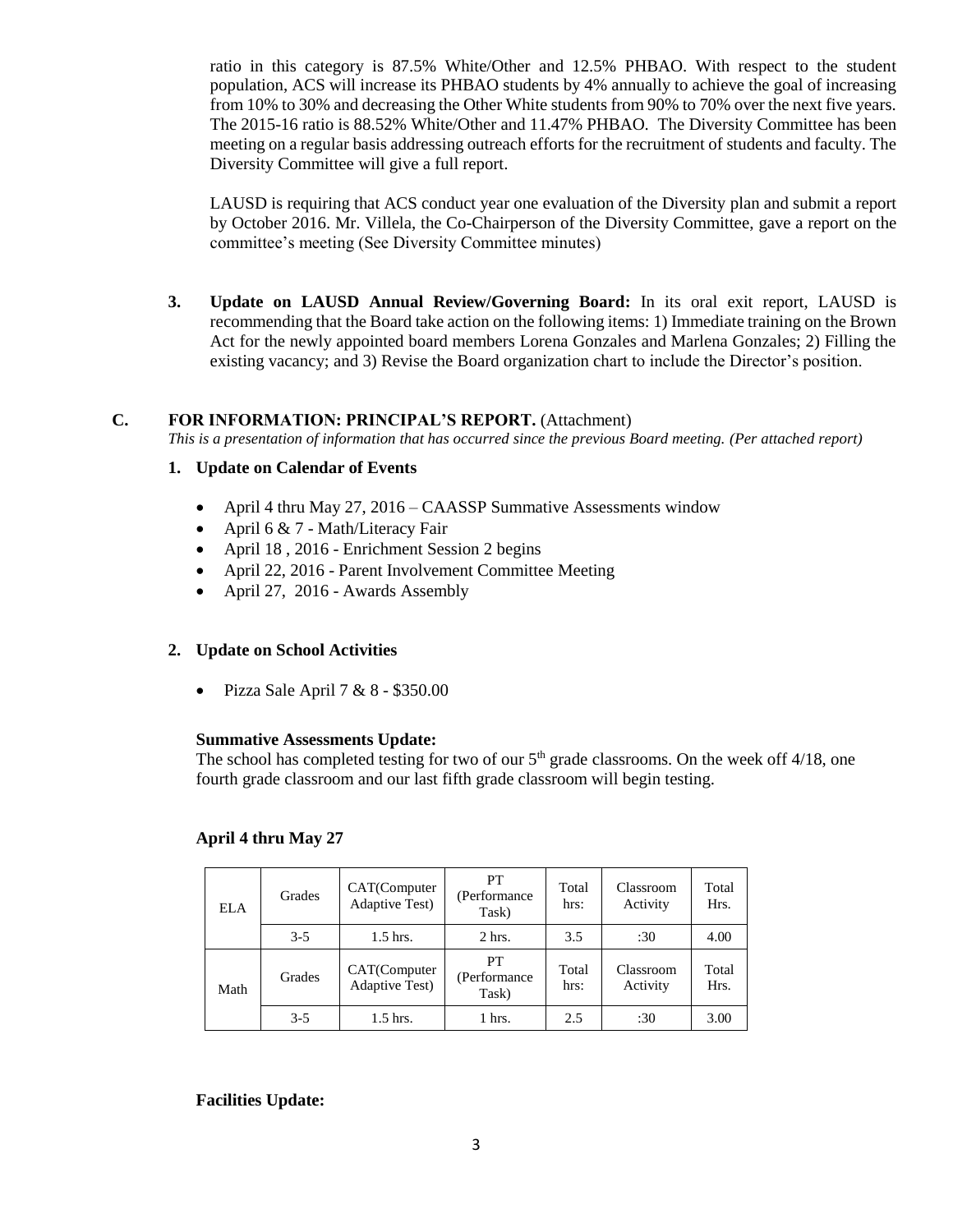ratio in this category is 87.5% White/Other and 12.5% PHBAO. With respect to the student population, ACS will increase its PHBAO students by 4% annually to achieve the goal of increasing from 10% to 30% and decreasing the Other White students from 90% to 70% over the next five years. The 2015-16 ratio is 88.52% White/Other and 11.47% PHBAO. The Diversity Committee has been meeting on a regular basis addressing outreach efforts for the recruitment of students and faculty. The Diversity Committee will give a full report.

LAUSD is requiring that ACS conduct year one evaluation of the Diversity plan and submit a report by October 2016. Mr. Villela, the Co-Chairperson of the Diversity Committee, gave a report on the committee's meeting (See Diversity Committee minutes)

3. **Update on LAUSD Annual Review/Governing Board:** In its oral exit report, LAUSD is recommending that the Board take action on the following items: 1) Immediate training on the Brown Act for the newly appointed board members Lorena Gonzales and Marlena Gonzales; 2) Filling the existing vacancy; and 3) Revise the Board organization chart to include the Director's position.

## C. FOR INFORMATION: PRINCIPAL'S REPORT. (Attachment)

*This is a presentation of information that has occurred since the previous Board meeting. (Per attached report)*

### 1. Update on Calendar of Events

- April 4 thru May 27, 2016 – CAASSP Summative Assessments window
- April 6 & 7 - Math/Literacy Fair
- April 18 , 2016 - Enrichment Session 2 begins
- April 22, 2016 - Parent Involvement Committee Meeting
- April 27, 2016 - Awards Assembly

### 2. Update on School Activities

- Pizza Sale April 7 & 8 - $350.00

**Summative Assessments Update:**

The school has completed testing for two of our 5th grade classrooms. On the week off 4/18, one fourth grade classroom and our last fifth grade classroom will begin testing.

**April 4 thru May 27**

| ELA | Grades | CAT(Computer Adaptive Test) | PT (Performance Task) | Total hrs: | Classroom Activity | Total Hrs. |
|---|---|---|---|---|---|---|
| | 3-5 | 1.5 hrs. | 2 hrs. | 3.5 | :30 | 4.00 |
| Math | Grades | CAT(Computer Adaptive Test) | PT (Performance Task) | Total hrs: | Classroom Activity | Total Hrs. |
| | 3-5 | 1.5 hrs. | 1 hrs. | 2.5 | :30 | 3.00 |

**Facilities Update:**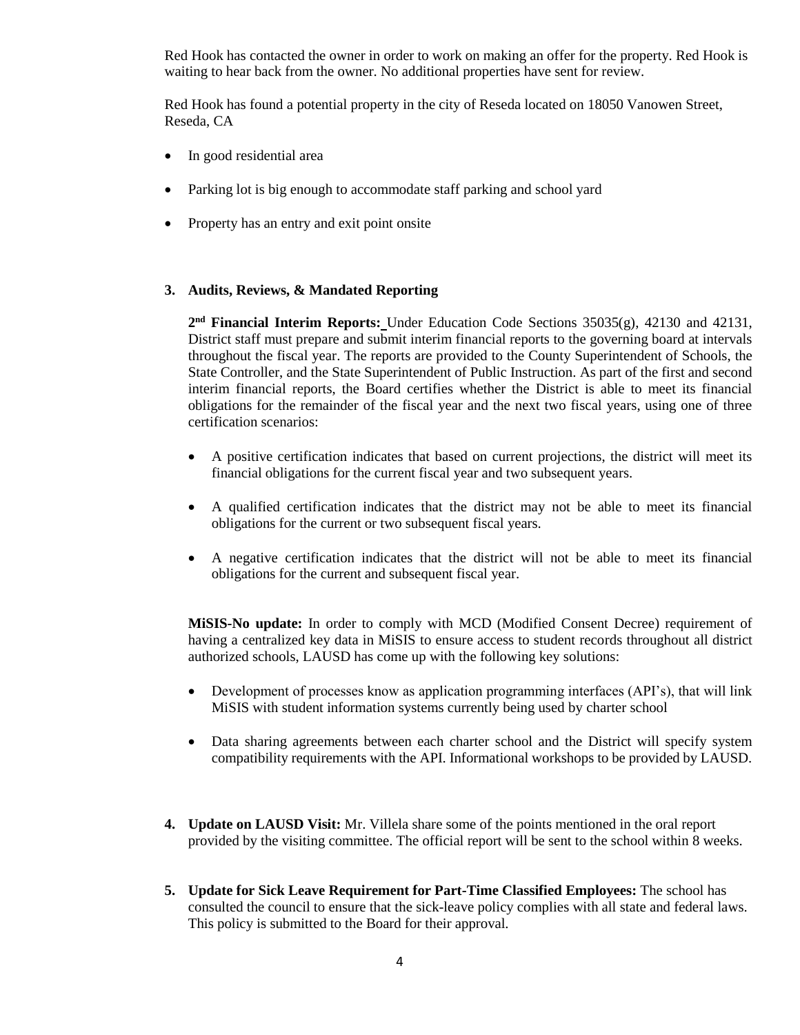Red Hook has contacted the owner in order to work on making an offer for the property. Red Hook is waiting to hear back from the owner. No additional properties have sent for review.

Red Hook has found a potential property in the city of Reseda located on 18050 Vanowen Street, Reseda, CA

- In good residential area
- Parking lot is big enough to accommodate staff parking and school yard
- Property has an entry and exit point onsite

**3. Audits, Reviews, & Mandated Reporting**

**2nd Financial Interim Reports:** Under Education Code Sections 35035(g), 42130 and 42131, District staff must prepare and submit interim financial reports to the governing board at intervals throughout the fiscal year. The reports are provided to the County Superintendent of Schools, the State Controller, and the State Superintendent of Public Instruction. As part of the first and second interim financial reports, the Board certifies whether the District is able to meet its financial obligations for the remainder of the fiscal year and the next two fiscal years, using one of three certification scenarios:

- A positive certification indicates that based on current projections, the district will meet its financial obligations for the current fiscal year and two subsequent years.
- A qualified certification indicates that the district may not be able to meet its financial obligations for the current or two subsequent fiscal years.
- A negative certification indicates that the district will not be able to meet its financial obligations for the current and subsequent fiscal year.

**MiSIS-No update:** In order to comply with MCD (Modified Consent Decree) requirement of having a centralized key data in MiSIS to ensure access to student records throughout all district authorized schools, LAUSD has come up with the following key solutions:

- Development of processes know as application programming interfaces (API's), that will link MiSIS with student information systems currently being used by charter school
- Data sharing agreements between each charter school and the District will specify system compatibility requirements with the API. Informational workshops to be provided by LAUSD.

**4. Update on LAUSD Visit:** Mr. Villela share some of the points mentioned in the oral report provided by the visiting committee. The official report will be sent to the school within 8 weeks.

**5. Update for Sick Leave Requirement for Part-Time Classified Employees:** The school has consulted the council to ensure that the sick-leave policy complies with all state and federal laws. This policy is submitted to the Board for their approval.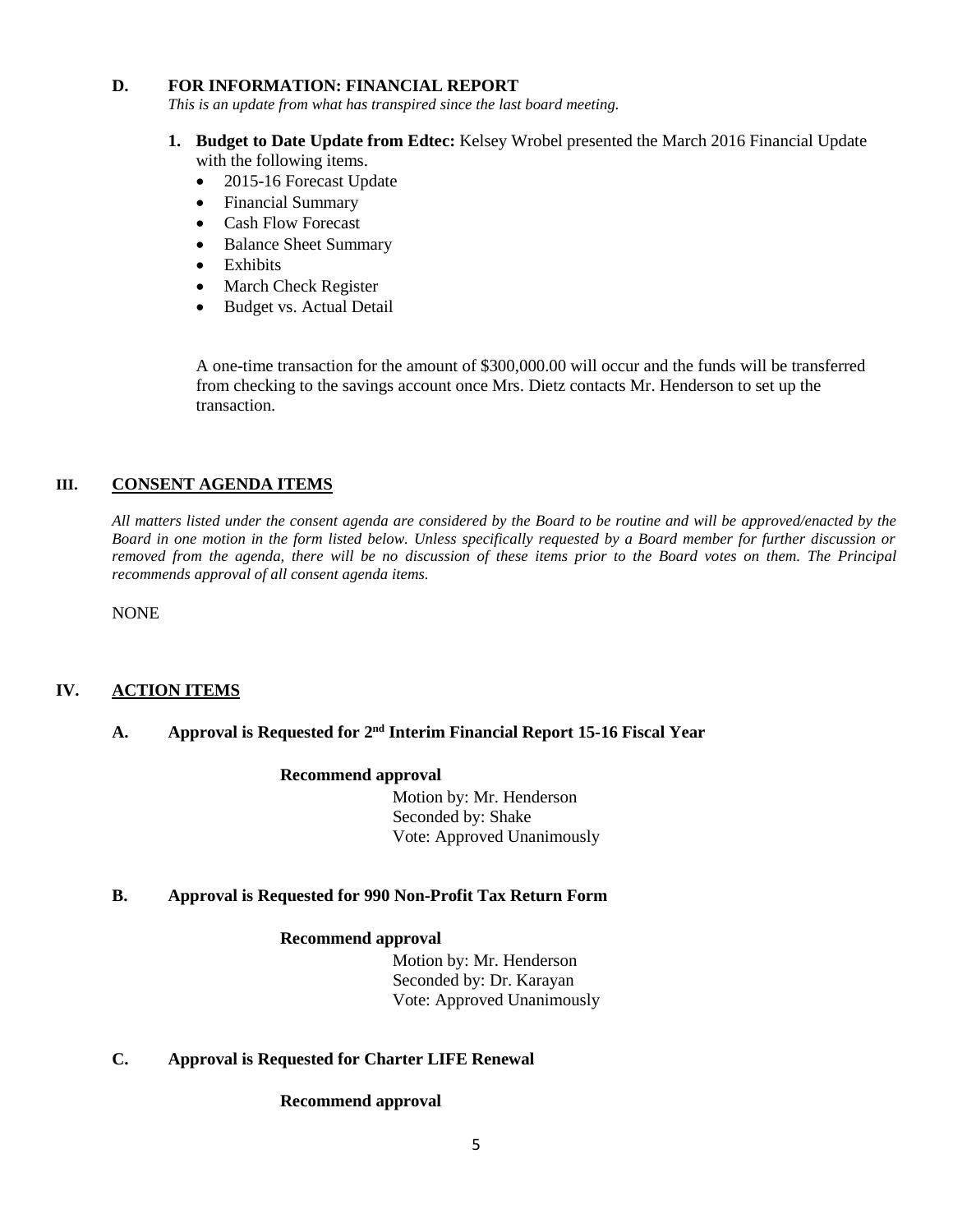### D. FOR INFORMATION: FINANCIAL REPORT

*This is an update from what has transpired since the last board meeting.*

1. **Budget to Date Update from Edtec:** Kelsey Wrobel presented the March 2016 Financial Update with the following items.
   - 2015-16 Forecast Update
   - Financial Summary
   - Cash Flow Forecast
   - Balance Sheet Summary
   - Exhibits
   - March Check Register
   - Budget vs. Actual Detail

   A one-time transaction for the amount of $300,000.00 will occur and the funds will be transferred from checking to the savings account once Mrs. Dietz contacts Mr. Henderson to set up the transaction.

## III. CONSENT AGENDA ITEMS

*All matters listed under the consent agenda are considered by the Board to be routine and will be approved/enacted by the Board in one motion in the form listed below. Unless specifically requested by a Board member for further discussion or removed from the agenda, there will be no discussion of these items prior to the Board votes on them. The Principal recommends approval of all consent agenda items.*

NONE

## IV. ACTION ITEMS

### A. Approval is Requested for 2nd Interim Financial Report 15-16 Fiscal Year

**Recommend approval**

Motion by: Mr. Henderson
Seconded by: Shake
Vote: Approved Unanimously

### B. Approval is Requested for 990 Non-Profit Tax Return Form

**Recommend approval**

Motion by: Mr. Henderson
Seconded by: Dr. Karayan
Vote: Approved Unanimously

### C. Approval is Requested for Charter LIFE Renewal

**Recommend approval**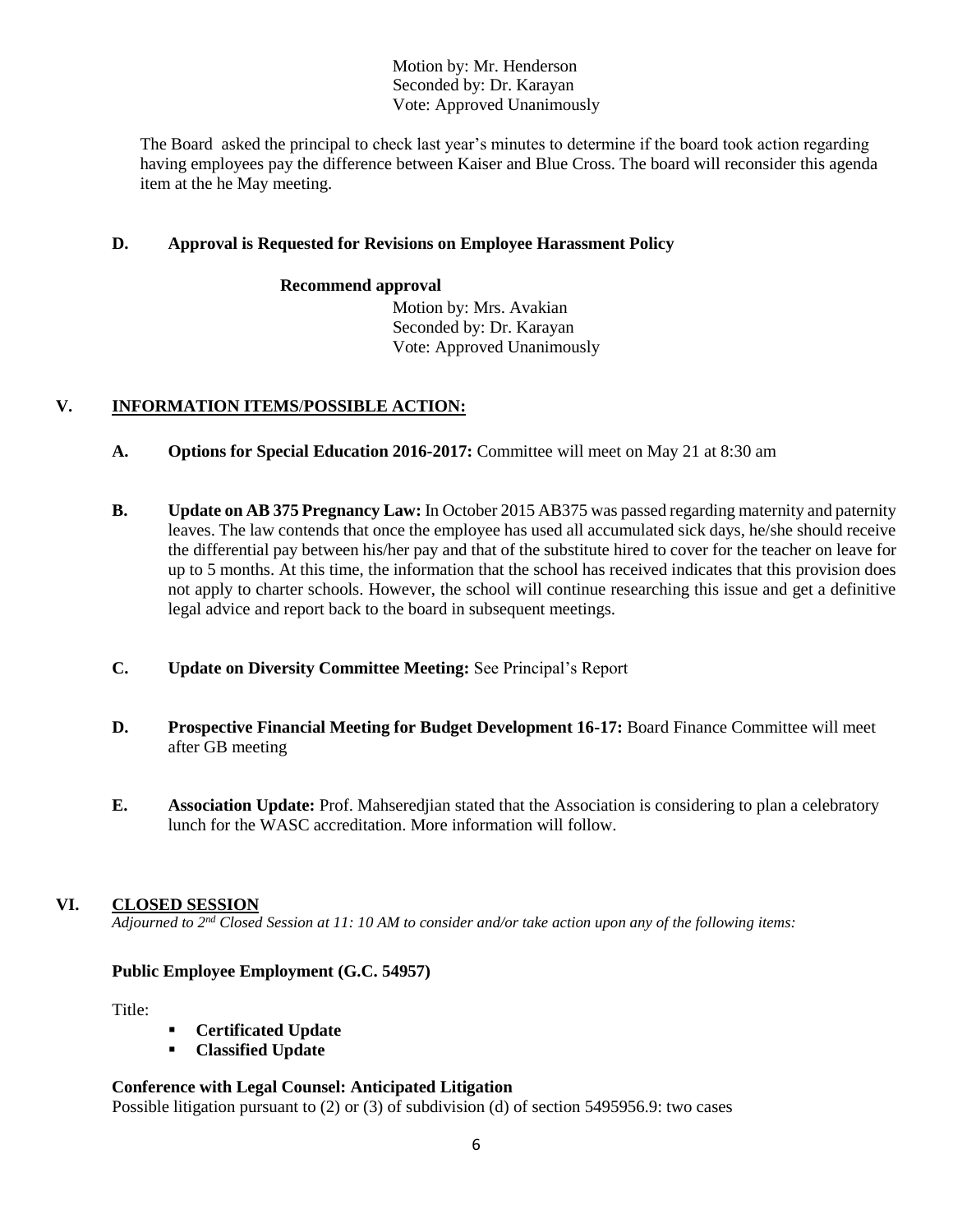Motion by: Mr. Henderson
Seconded by: Dr. Karayan
Vote: Approved Unanimously

The Board asked the principal to check last year's minutes to determine if the board took action regarding having employees pay the difference between Kaiser and Blue Cross. The board will reconsider this agenda item at the he May meeting.

**D. Approval is Requested for Revisions on Employee Harassment Policy**

**Recommend approval**

Motion by: Mrs. Avakian
Seconded by: Dr. Karayan
Vote: Approved Unanimously

## V. INFORMATION ITEMS/POSSIBLE ACTION:

**A. Options for Special Education 2016-2017:** Committee will meet on May 21 at 8:30 am

**B. Update on AB 375 Pregnancy Law:** In October 2015 AB375 was passed regarding maternity and paternity leaves. The law contends that once the employee has used all accumulated sick days, he/she should receive the differential pay between his/her pay and that of the substitute hired to cover for the teacher on leave for up to 5 months. At this time, the information that the school has received indicates that this provision does not apply to charter schools. However, the school will continue researching this issue and get a definitive legal advice and report back to the board in subsequent meetings.

**C. Update on Diversity Committee Meeting:** See Principal's Report

**D. Prospective Financial Meeting for Budget Development 16-17:** Board Finance Committee will meet after GB meeting

**E. Association Update:** Prof. Mahseredjian stated that the Association is considering to plan a celebratory lunch for the WASC accreditation. More information will follow.

## VI. CLOSED SESSION

*Adjourned to 2nd Closed Session at 11: 10 AM to consider and/or take action upon any of the following items:*

**Public Employee Employment (G.C. 54957)**

Title:

- **Certificated Update**
- **Classified Update**

**Conference with Legal Counsel: Anticipated Litigation**

Possible litigation pursuant to (2) or (3) of subdivision (d) of section 5495956.9: two cases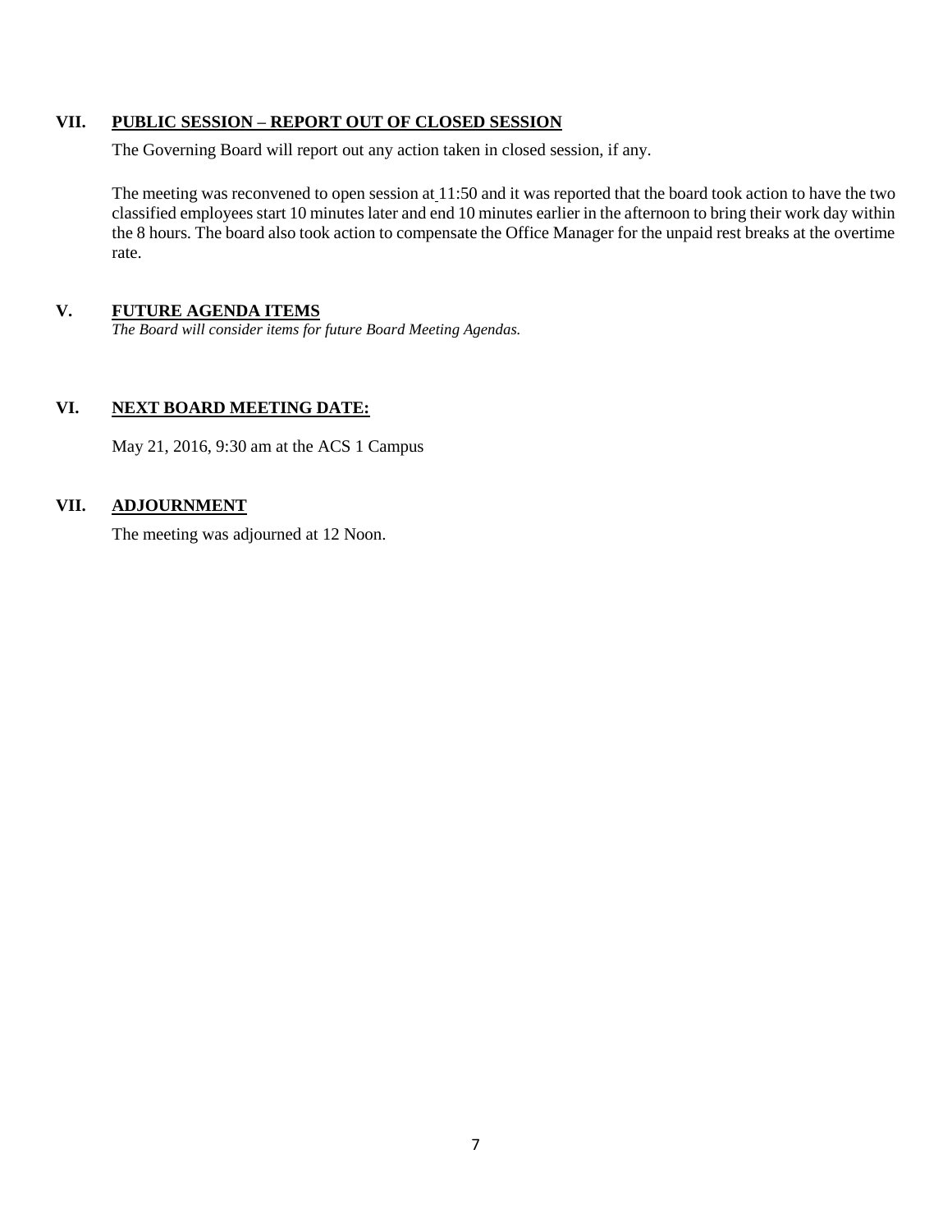## VII. PUBLIC SESSION – REPORT OUT OF CLOSED SESSION

The Governing Board will report out any action taken in closed session, if any.

The meeting was reconvened to open session at 11:50 and it was reported that the board took action to have the two classified employees start 10 minutes later and end 10 minutes earlier in the afternoon to bring their work day within the 8 hours. The board also took action to compensate the Office Manager for the unpaid rest breaks at the overtime rate.

## V. FUTURE AGENDA ITEMS

*The Board will consider items for future Board Meeting Agendas.*

## VI. NEXT BOARD MEETING DATE:

May 21, 2016, 9:30 am at the ACS 1 Campus

## VII. ADJOURNMENT

The meeting was adjourned at 12 Noon.